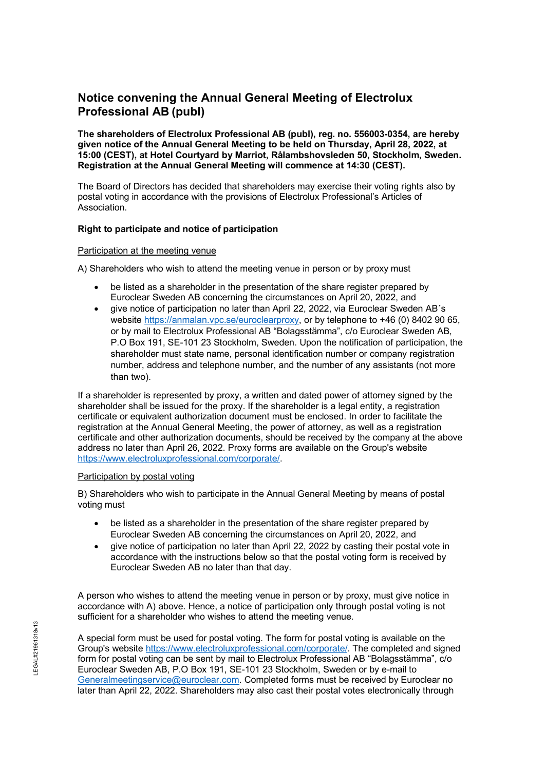# Notice convening the Annual General Meeting of Electrolux Professional AB (publ)

**The shareholders of Electrolux Professional AB (publ), reg. no. 556003-0354, are hereby given notice of the Annual General Meeting to be held on Thursday, April 28, 2022, at 15:00 (CEST), at Hotel Courtyard by Marriot, Rålambshovsleden 50, Stockholm, Sweden. Registration at the Annual General Meeting will commence at 14:30 (CEST).**

The Board of Directors has decided that shareholders may exercise their voting rights also by postal voting in accordance with the provisions of Electrolux Professional's Articles of Association.

**Right to participate and notice of participation**

Participation at the meeting venue

A) Shareholders who wish to attend the meeting venue in person or by proxy must

- be listed as a shareholder in the presentation of the share register prepared by Euroclear Sweden AB concerning the circumstances on April 20, 2022, and
- give notice of participation no later than April 22, 2022, via Euroclear Sweden AB´s website https://anmalan.vpc.se/euroclearproxy, or by telephone to +46 (0) 8402 90 65, or by mail to Electrolux Professional AB "Bolagsstämma", c/o Euroclear Sweden AB, P.O Box 191, SE-101 23 Stockholm, Sweden. Upon the notification of participation, the shareholder must state name, personal identification number or company registration number, address and telephone number, and the number of any assistants (not more than two).

If a shareholder is represented by proxy, a written and dated power of attorney signed by the shareholder shall be issued for the proxy. If the shareholder is a legal entity, a registration certificate or equivalent authorization document must be enclosed. In order to facilitate the registration at the Annual General Meeting, the power of attorney, as well as a registration certificate and other authorization documents, should be received by the company at the above address no later than April 26, 2022. Proxy forms are available on the Group's website https://www.electroluxprofessional.com/corporate/.

Participation by postal voting

B) Shareholders who wish to participate in the Annual General Meeting by means of postal voting must

- be listed as a shareholder in the presentation of the share register prepared by Euroclear Sweden AB concerning the circumstances on April 20, 2022, and
- give notice of participation no later than April 22, 2022 by casting their postal vote in accordance with the instructions below so that the postal voting form is received by Euroclear Sweden AB no later than that day.

A person who wishes to attend the meeting venue in person or by proxy, must give notice in accordance with A) above. Hence, a notice of participation only through postal voting is not sufficient for a shareholder who wishes to attend the meeting venue.

A special form must be used for postal voting. The form for postal voting is available on the Group's website https://www.electroluxprofessional.com/corporate/. The completed and signed form for postal voting can be sent by mail to Electrolux Professional AB "Bolagsstämma", c/o Euroclear Sweden AB, P.O Box 191, SE-101 23 Stockholm, Sweden or by e-mail to Generalmeetingservice@euroclear.com. Completed forms must be received by Euroclear no later than April 22, 2022. Shareholders may also cast their postal votes electronically through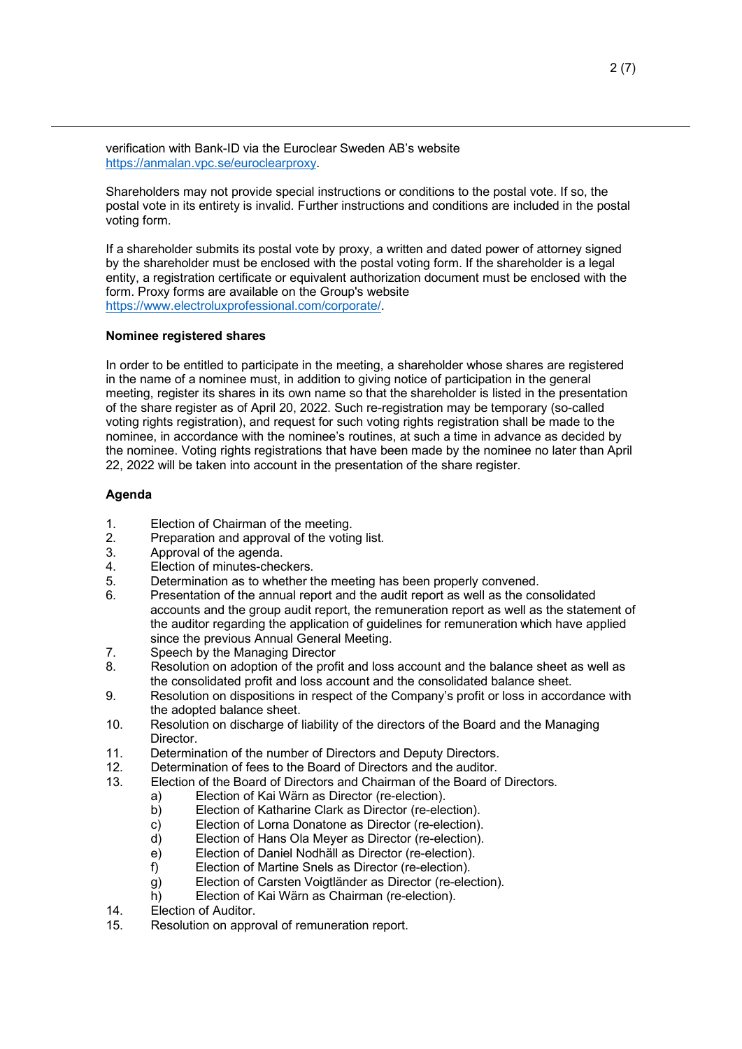verification with Bank-ID via the Euroclear Sweden AB's website https://anmalan.vpc.se/euroclearproxy.

Shareholders may not provide special instructions or conditions to the postal vote. If so, the postal vote in its entirety is invalid. Further instructions and conditions are included in the postal voting form.

If a shareholder submits its postal vote by proxy, a written and dated power of attorney signed by the shareholder must be enclosed with the postal voting form. If the shareholder is a legal entity, a registration certificate or equivalent authorization document must be enclosed with the form. Proxy forms are available on the Group's website https://www.electroluxprofessional.com/corporate/.

**Nominee registered shares**

In order to be entitled to participate in the meeting, a shareholder whose shares are registered in the name of a nominee must, in addition to giving notice of participation in the general meeting, register its shares in its own name so that the shareholder is listed in the presentation of the share register as of April 20, 2022. Such re-registration may be temporary (so-called voting rights registration), and request for such voting rights registration shall be made to the nominee, in accordance with the nominee's routines, at such a time in advance as decided by the nominee. Voting rights registrations that have been made by the nominee no later than April 22, 2022 will be taken into account in the presentation of the share register.

**Agenda**

1. Election of Chairman of the meeting.
2. Preparation and approval of the voting list.
3. Approval of the agenda.
4. Election of minutes-checkers.
5. Determination as to whether the meeting has been properly convened.
6. Presentation of the annual report and the audit report as well as the consolidated accounts and the group audit report, the remuneration report as well as the statement of the auditor regarding the application of guidelines for remuneration which have applied since the previous Annual General Meeting.
7. Speech by the Managing Director
8. Resolution on adoption of the profit and loss account and the balance sheet as well as the consolidated profit and loss account and the consolidated balance sheet.
9. Resolution on dispositions in respect of the Company's profit or loss in accordance with the adopted balance sheet.
10. Resolution on discharge of liability of the directors of the Board and the Managing Director.
11. Determination of the number of Directors and Deputy Directors.
12. Determination of fees to the Board of Directors and the auditor.
13. Election of the Board of Directors and Chairman of the Board of Directors.
    a) Election of Kai Wärn as Director (re-election).
    b) Election of Katharine Clark as Director (re-election).
    c) Election of Lorna Donatone as Director (re-election).
    d) Election of Hans Ola Meyer as Director (re-election).
    e) Election of Daniel Nodhäll as Director (re-election).
    f) Election of Martine Snels as Director (re-election).
    g) Election of Carsten Voigtländer as Director (re-election).
    h) Election of Kai Wärn as Chairman (re-election).
14. Election of Auditor.
15. Resolution on approval of remuneration report.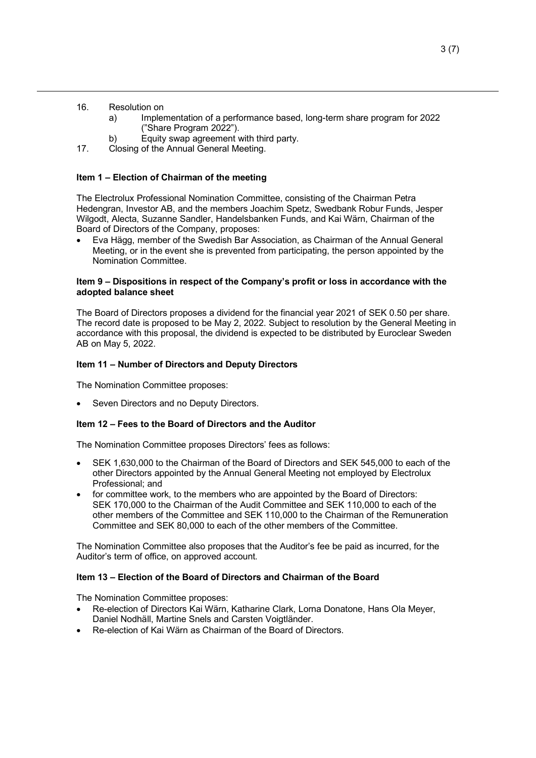16. Resolution on
    a) Implementation of a performance based, long-term share program for 2022 ("Share Program 2022").
    b) Equity swap agreement with third party.
17. Closing of the Annual General Meeting.

**Item 1 – Election of Chairman of the meeting**

The Electrolux Professional Nomination Committee, consisting of the Chairman Petra Hedengran, Investor AB, and the members Joachim Spetz, Swedbank Robur Funds, Jesper Wilgodt, Alecta, Suzanne Sandler, Handelsbanken Funds, and Kai Wärn, Chairman of the Board of Directors of the Company, proposes:

- Eva Hägg, member of the Swedish Bar Association, as Chairman of the Annual General Meeting, or in the event she is prevented from participating, the person appointed by the Nomination Committee.

**Item 9 – Dispositions in respect of the Company's profit or loss in accordance with the adopted balance sheet**

The Board of Directors proposes a dividend for the financial year 2021 of SEK 0.50 per share. The record date is proposed to be May 2, 2022. Subject to resolution by the General Meeting in accordance with this proposal, the dividend is expected to be distributed by Euroclear Sweden AB on May 5, 2022.

**Item 11 – Number of Directors and Deputy Directors**

The Nomination Committee proposes:

- Seven Directors and no Deputy Directors.

**Item 12 – Fees to the Board of Directors and the Auditor**

The Nomination Committee proposes Directors' fees as follows:

- SEK 1,630,000 to the Chairman of the Board of Directors and SEK 545,000 to each of the other Directors appointed by the Annual General Meeting not employed by Electrolux Professional; and
- for committee work, to the members who are appointed by the Board of Directors: SEK 170,000 to the Chairman of the Audit Committee and SEK 110,000 to each of the other members of the Committee and SEK 110,000 to the Chairman of the Remuneration Committee and SEK 80,000 to each of the other members of the Committee.

The Nomination Committee also proposes that the Auditor's fee be paid as incurred, for the Auditor's term of office, on approved account.

**Item 13 – Election of the Board of Directors and Chairman of the Board**

The Nomination Committee proposes:

- Re-election of Directors Kai Wärn, Katharine Clark, Lorna Donatone, Hans Ola Meyer, Daniel Nodhäll, Martine Snels and Carsten Voigtländer.
- Re-election of Kai Wärn as Chairman of the Board of Directors.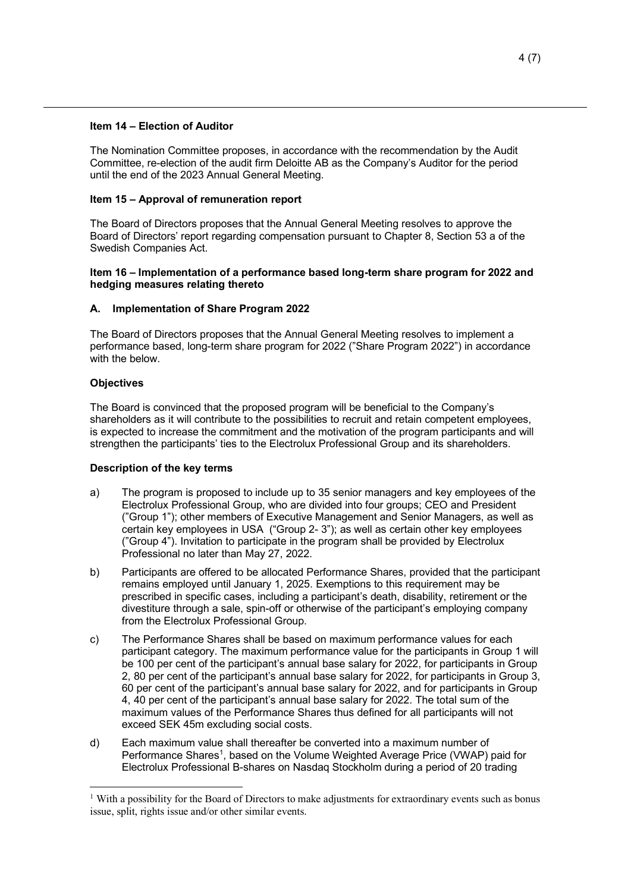**Item 14 – Election of Auditor**

The Nomination Committee proposes, in accordance with the recommendation by the Audit Committee, re-election of the audit firm Deloitte AB as the Company's Auditor for the period until the end of the 2023 Annual General Meeting.

**Item 15 – Approval of remuneration report**

The Board of Directors proposes that the Annual General Meeting resolves to approve the Board of Directors' report regarding compensation pursuant to Chapter 8, Section 53 a of the Swedish Companies Act.

**Item 16 – Implementation of a performance based long-term share program for 2022 and hedging measures relating thereto**

**A. Implementation of Share Program 2022**

The Board of Directors proposes that the Annual General Meeting resolves to implement a performance based, long-term share program for 2022 ("Share Program 2022") in accordance with the below.

**Objectives**

The Board is convinced that the proposed program will be beneficial to the Company's shareholders as it will contribute to the possibilities to recruit and retain competent employees, is expected to increase the commitment and the motivation of the program participants and will strengthen the participants' ties to the Electrolux Professional Group and its shareholders.

**Description of the key terms**

a) The program is proposed to include up to 35 senior managers and key employees of the Electrolux Professional Group, who are divided into four groups; CEO and President ("Group 1"); other members of Executive Management and Senior Managers, as well as certain key employees in USA ("Group 2- 3"); as well as certain other key employees ("Group 4"). Invitation to participate in the program shall be provided by Electrolux Professional no later than May 27, 2022.

b) Participants are offered to be allocated Performance Shares, provided that the participant remains employed until January 1, 2025. Exemptions to this requirement may be prescribed in specific cases, including a participant's death, disability, retirement or the divestiture through a sale, spin-off or otherwise of the participant's employing company from the Electrolux Professional Group.

c) The Performance Shares shall be based on maximum performance values for each participant category. The maximum performance value for the participants in Group 1 will be 100 per cent of the participant's annual base salary for 2022, for participants in Group 2, 80 per cent of the participant's annual base salary for 2022, for participants in Group 3, 60 per cent of the participant's annual base salary for 2022, and for participants in Group 4, 40 per cent of the participant's annual base salary for 2022. The total sum of the maximum values of the Performance Shares thus defined for all participants will not exceed SEK 45m excluding social costs.

d) Each maximum value shall thereafter be converted into a maximum number of Performance Shares[1], based on the Volume Weighted Average Price (VWAP) paid for Electrolux Professional B-shares on Nasdaq Stockholm during a period of 20 trading

[1] With a possibility for the Board of Directors to make adjustments for extraordinary events such as bonus issue, split, rights issue and/or other similar events.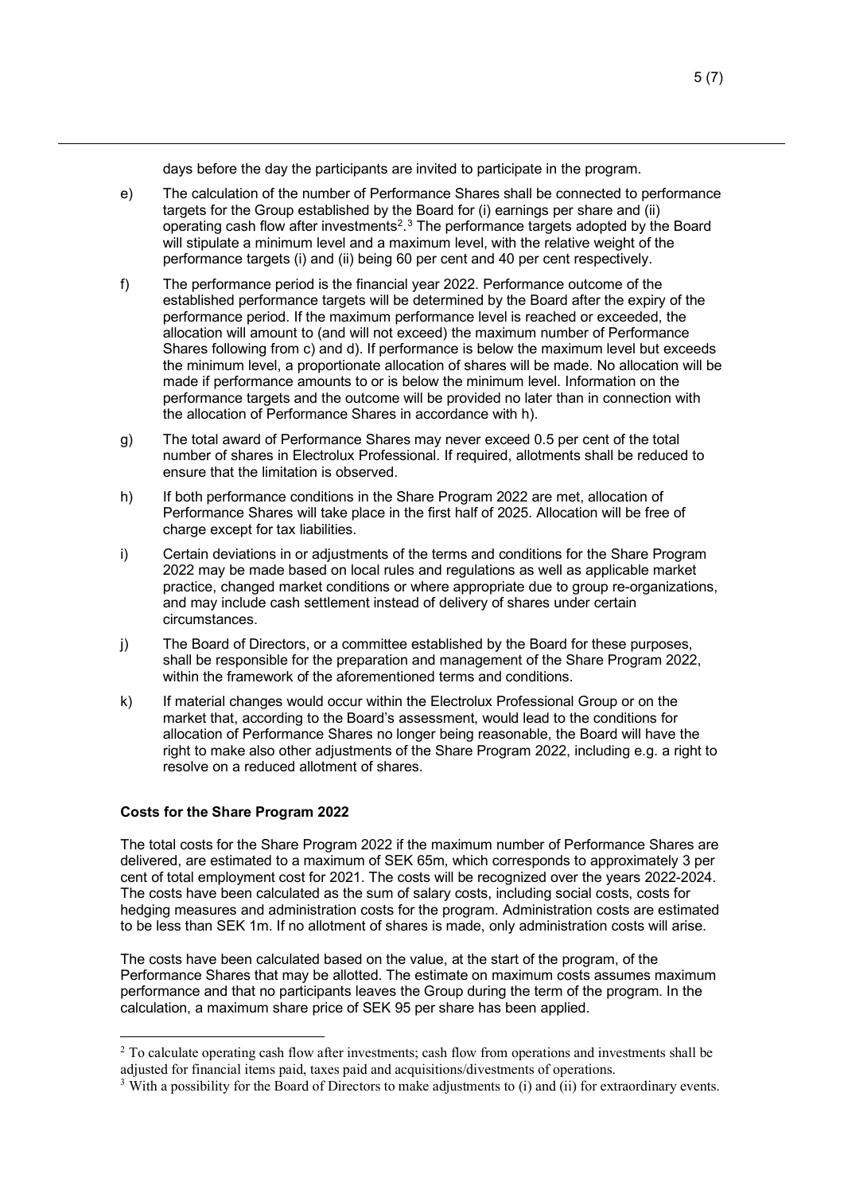days before the day the participants are invited to participate in the program.

e) The calculation of the number of Performance Shares shall be connected to performance targets for the Group established by the Board for (i) earnings per share and (ii) operating cash flow after investments[2].[3] The performance targets adopted by the Board will stipulate a minimum level and a maximum level, with the relative weight of the performance targets (i) and (ii) being 60 per cent and 40 per cent respectively.

f) The performance period is the financial year 2022. Performance outcome of the established performance targets will be determined by the Board after the expiry of the performance period. If the maximum performance level is reached or exceeded, the allocation will amount to (and will not exceed) the maximum number of Performance Shares following from c) and d). If performance is below the maximum level but exceeds the minimum level, a proportionate allocation of shares will be made. No allocation will be made if performance amounts to or is below the minimum level. Information on the performance targets and the outcome will be provided no later than in connection with the allocation of Performance Shares in accordance with h).

g) The total award of Performance Shares may never exceed 0.5 per cent of the total number of shares in Electrolux Professional. If required, allotments shall be reduced to ensure that the limitation is observed.

h) If both performance conditions in the Share Program 2022 are met, allocation of Performance Shares will take place in the first half of 2025. Allocation will be free of charge except for tax liabilities.

i) Certain deviations in or adjustments of the terms and conditions for the Share Program 2022 may be made based on local rules and regulations as well as applicable market practice, changed market conditions or where appropriate due to group re-organizations, and may include cash settlement instead of delivery of shares under certain circumstances.

j) The Board of Directors, or a committee established by the Board for these purposes, shall be responsible for the preparation and management of the Share Program 2022, within the framework of the aforementioned terms and conditions.

k) If material changes would occur within the Electrolux Professional Group or on the market that, according to the Board's assessment, would lead to the conditions for allocation of Performance Shares no longer being reasonable, the Board will have the right to make also other adjustments of the Share Program 2022, including e.g. a right to resolve on a reduced allotment of shares.

**Costs for the Share Program 2022**

The total costs for the Share Program 2022 if the maximum number of Performance Shares are delivered, are estimated to a maximum of SEK 65m, which corresponds to approximately 3 per cent of total employment cost for 2021. The costs will be recognized over the years 2022-2024. The costs have been calculated as the sum of salary costs, including social costs, costs for hedging measures and administration costs for the program. Administration costs are estimated to be less than SEK 1m. If no allotment of shares is made, only administration costs will arise.

The costs have been calculated based on the value, at the start of the program, of the Performance Shares that may be allotted. The estimate on maximum costs assumes maximum performance and that no participants leaves the Group during the term of the program. In the calculation, a maximum share price of SEK 95 per share has been applied.

---

[2] To calculate operating cash flow after investments; cash flow from operations and investments shall be adjusted for financial items paid, taxes paid and acquisitions/divestments of operations.

[3] With a possibility for the Board of Directors to make adjustments to (i) and (ii) for extraordinary events.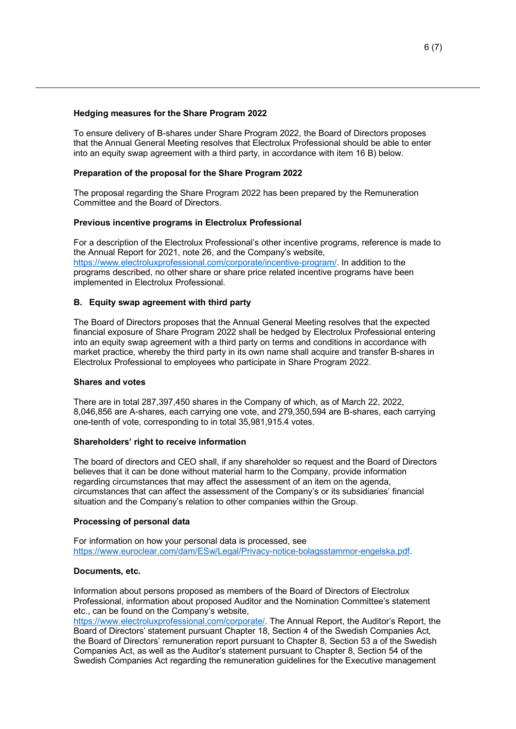**Hedging measures for the Share Program 2022**

To ensure delivery of B-shares under Share Program 2022, the Board of Directors proposes that the Annual General Meeting resolves that Electrolux Professional should be able to enter into an equity swap agreement with a third party, in accordance with item 16 B) below.

**Preparation of the proposal for the Share Program 2022**

The proposal regarding the Share Program 2022 has been prepared by the Remuneration Committee and the Board of Directors.

**Previous incentive programs in Electrolux Professional**

For a description of the Electrolux Professional's other incentive programs, reference is made to the Annual Report for 2021, note 26, and the Company's website, https://www.electroluxprofessional.com/corporate/incentive-program/. In addition to the programs described, no other share or share price related incentive programs have been implemented in Electrolux Professional.

**B. Equity swap agreement with third party**

The Board of Directors proposes that the Annual General Meeting resolves that the expected financial exposure of Share Program 2022 shall be hedged by Electrolux Professional entering into an equity swap agreement with a third party on terms and conditions in accordance with market practice, whereby the third party in its own name shall acquire and transfer B-shares in Electrolux Professional to employees who participate in Share Program 2022.

**Shares and votes**

There are in total 287,397,450 shares in the Company of which, as of March 22, 2022, 8,046,856 are A-shares, each carrying one vote, and 279,350,594 are B-shares, each carrying one-tenth of vote, corresponding to in total 35,981,915.4 votes.

**Shareholders' right to receive information**

The board of directors and CEO shall, if any shareholder so request and the Board of Directors believes that it can be done without material harm to the Company, provide information regarding circumstances that may affect the assessment of an item on the agenda, circumstances that can affect the assessment of the Company's or its subsidiaries' financial situation and the Company's relation to other companies within the Group.

**Processing of personal data**

For information on how your personal data is processed, see https://www.euroclear.com/dam/ESw/Legal/Privacy-notice-bolagsstammor-engelska.pdf.

**Documents, etc.**

Information about persons proposed as members of the Board of Directors of Electrolux Professional, information about proposed Auditor and the Nomination Committee's statement etc., can be found on the Company's website, https://www.electroluxprofessional.com/corporate/. The Annual Report, the Auditor's Report, the Board of Directors' statement pursuant Chapter 18, Section 4 of the Swedish Companies Act, the Board of Directors' remuneration report pursuant to Chapter 8, Section 53 a of the Swedish Companies Act, as well as the Auditor's statement pursuant to Chapter 8, Section 54 of the Swedish Companies Act regarding the remuneration guidelines for the Executive management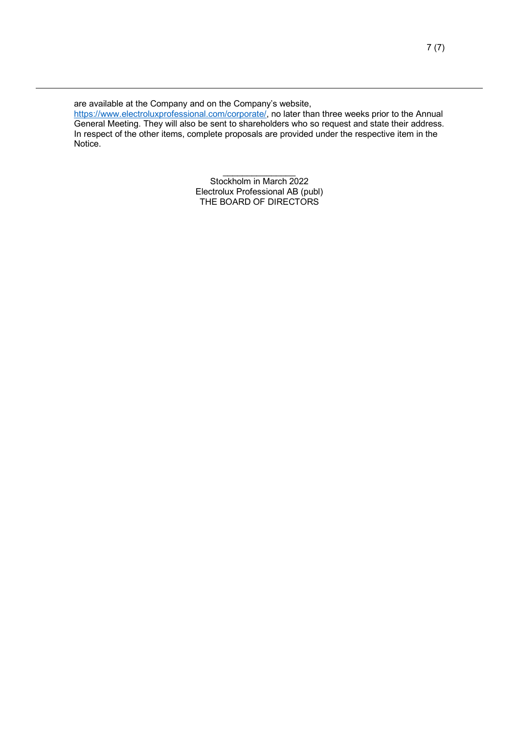are available at the Company and on the Company's website, https://www.electroluxprofessional.com/corporate/, no later than three weeks prior to the Annual General Meeting. They will also be sent to shareholders who so request and state their address. In respect of the other items, complete proposals are provided under the respective item in the Notice.

\_\_\_\_\_\_\_\_\_\_\_\_\_\_\_

Stockholm in March 2022
Electrolux Professional AB (publ)
THE BOARD OF DIRECTORS